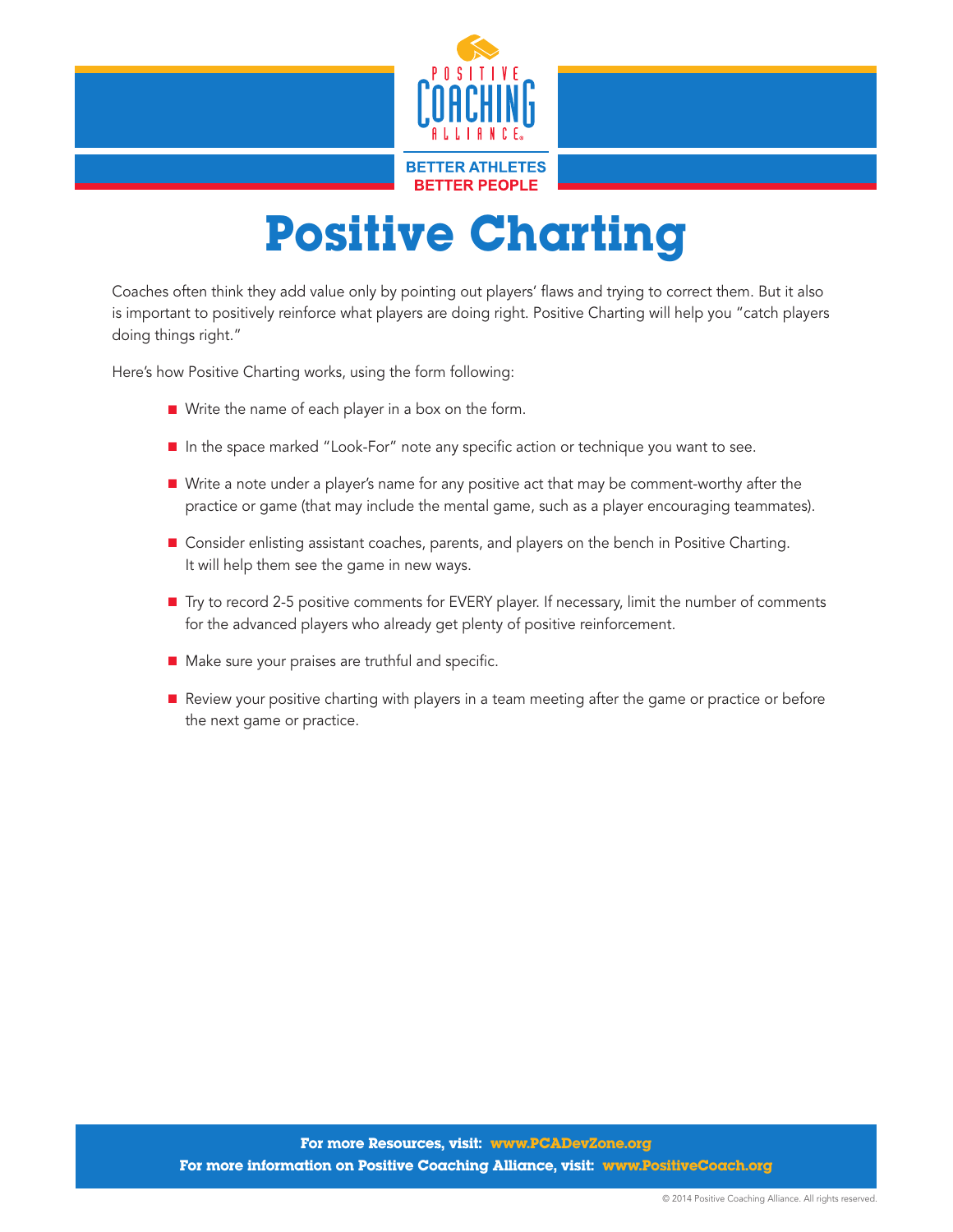POSITIVE COACHING ALLIANCE

BETTER ATHLETES
BETTER PEOPLE

# Positive Charting

Coaches often think they add value only by pointing out players' flaws and trying to correct them. But it also is important to positively reinforce what players are doing right. Positive Charting will help you "catch players doing things right."

Here's how Positive Charting works, using the form following:

- Write the name of each player in a box on the form.
- In the space marked "Look-For" note any specific action or technique you want to see.
- Write a note under a player's name for any positive act that may be comment-worthy after the practice or game (that may include the mental game, such as a player encouraging teammates).
- Consider enlisting assistant coaches, parents, and players on the bench in Positive Charting. It will help them see the game in new ways.
- Try to record 2-5 positive comments for EVERY player. If necessary, limit the number of comments for the advanced players who already get plenty of positive reinforcement.
- Make sure your praises are truthful and specific.
- Review your positive charting with players in a team meeting after the game or practice or before the next game or practice.

**For more Resources, visit: www.PCADevZone.org**
**For more information on Positive Coaching Alliance, visit: www.PositiveCoach.org**

© 2014 Positive Coaching Alliance. All rights reserved.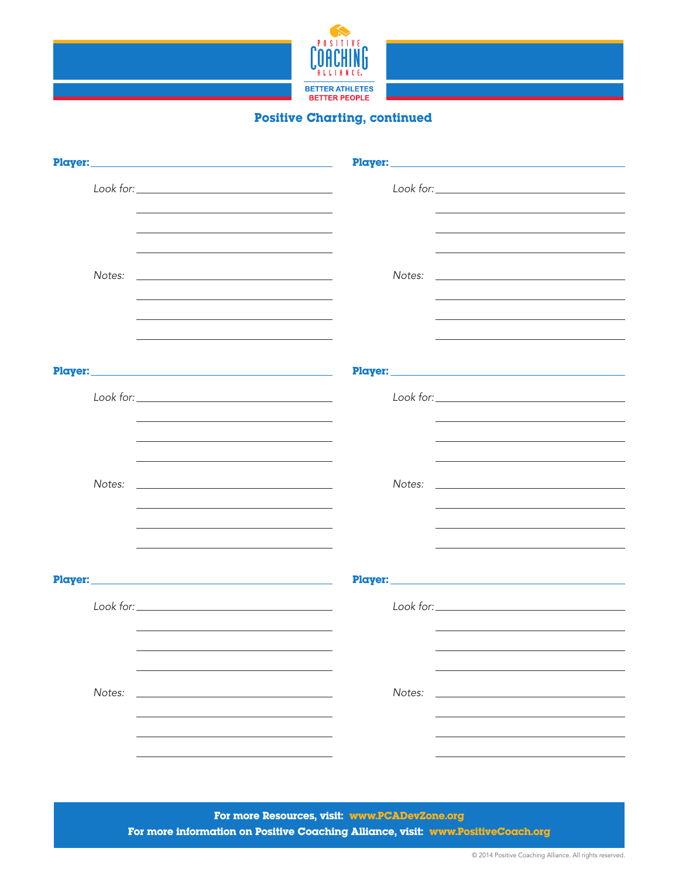POSITIVE COACHING ALLIANCE

BETTER ATHLETES
BETTER PEOPLE

## Positive Charting, continued

**Player:** ______________________________

*Look for:* ______________________________

*Notes:* ______________________________

**Player:** ______________________________

*Look for:* ______________________________

*Notes:* ______________________________

**Player:** ______________________________

*Look for:* ______________________________

*Notes:* ______________________________

**Player:** ______________________________

*Look for:* ______________________________

*Notes:* ______________________________

**Player:** ______________________________

*Look for:* ______________________________

*Notes:* ______________________________

**Player:** ______________________________

*Look for:* ______________________________

*Notes:* ______________________________

**For more Resources, visit: www.PCADevZone.org**
**For more information on Positive Coaching Alliance, visit: www.PositiveCoach.org**

© 2014 Positive Coaching Alliance. All rights reserved.